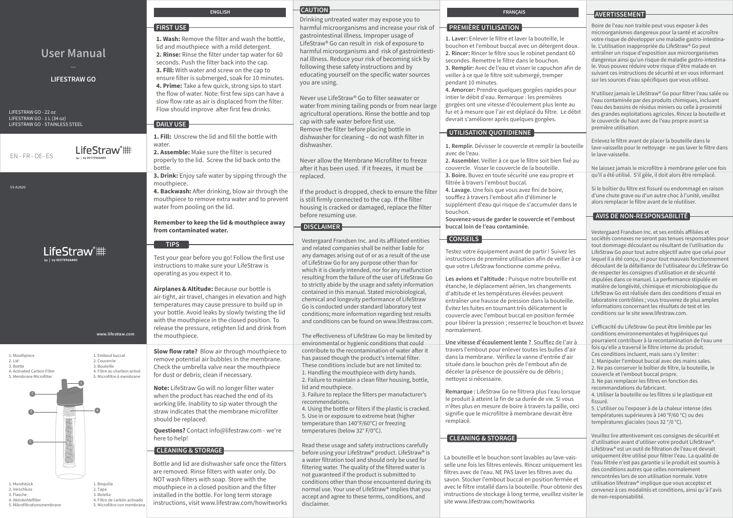# User Manual

—

**LIFESTRAW GO**

LIFESTRAW GO - 22 oz
LIFESTRAW GO - 1 L (34 oz)
LIFESTRAW GO - STAINLESS STEEL

EN - FR - DE- ES

LifeStraw® Go | by VESTERGAARD

V3-A2020

LifeStraw® Go | by VESTERGAARD

www.lifestraw.com

1. Mouthpiece
2. Lid
3. Bottle
4. Activated Carbon Filter
5. Membrane Microfilter

1. Embout buccal
2. Couvercle
3. Bouteille
4. Filtre au charbon activé
5. Microfiltre à membrane

1. Mundstück
2. Verschluss
3. Flasche
4. Aktivkohlefilter
5. Mikrofiltrationsmembrane

1. Boquilla
2. Tapa
3. Botella
4. Filtro de carbón activado
5. Microfiltro con membrana

## ENGLISH

### FIRST USE

**1. Wash:** Remove the filter and wash the bottle, lid and mouthpiece with a mild detergent.
**2. Rinse:** Rinse the filter under tap water for 60 seconds. Push the filter back into the cap.
**3. Fill:** With water and screw on the cap to ensure filter is submerged, soak for 10 minutes.
**4. Prime:** Take a few quick, strong sips to start the flow of water. Note: first few sips can have a slow flow rate as air is displaced from the filter. Flow should improve after first few drinks.

### DAILY USE

**1. Fill:** Unscrew the lid and fill the bottle with water.
**2. Assemble:** Make sure the filter is secured properly to the lid. Screw the lid back onto the bottle.
**3. Drink:** Enjoy safe water by sipping through the mouthpiece.
**4. Backwash:** After drinking, blow air through the mouthpiece to remove extra water and to prevent water from pooling on the lid.

**Remember to keep the lid & mouthpiece away from contaminated water.**

### TIPS

Test your gear before you go! Follow the first use instructions to make sure your LifeStraw is operating as you expect it to.

**Airplanes & Altitude:** Because our bottle is air-tight, air travel, changes in elevation and high temperatures may cause pressure to build up in your bottle. Avoid leaks by slowly twisting the lid with the mouthpiece in the closed position. To release the pressure, retighten lid and drink from the mouthpiece.

**Slow flow rate?** Blow air through mouthpiece to remove potential air bubbles in the membrane. Check the umbrella valve near the mouthpiece for dust or debris; clean if necessary.

**Note:** LifeStraw Go will no longer filter water when the product has reached the end of its working life. Inability to sip water through the straw indicates that the membrane microfilter should be replaced.

**Questions?** Contact info@lifestraw.com - we're here to help!

### CLEANING & STORAGE

Bottle and lid are dishwasher safe once the filters are removed. Rinse filters with water only. Do NOT wash filters with soap. Store with the mouthpiece in a closed position and the filter installed in the bottle. For long term storage instructions, visit www.lifestraw.com/howitworks

### CAUTION

Drinking untreated water may expose you to harmful microorganisms and increase your risk of gastrointestinal illness. Improper usage of LifeStraw® Go can result in risk of exposure to harmful microorganisms and risk of gastrointestinal illness. Reduce your risk of becoming sick by following these safety instructions and by educating yourself on the specific water sources you are using.

Never use LifeStraw® Go to filter seawater or water from mining tailing ponds or from near large agricultural operations. Rinse the bottle and top cap with safe water before first use.
Remove the filter before placing bottle in dishwasher for cleaning – do not wash filter in dishwasher.

Never allow the Membrane Microfilter to freeze after it has been used. If it freezes, it must be replaced.

If the product is dropped, check to ensure the filter is still firmly connected to the cap. If the filter housing is cracked or damaged, replace the filter before resuming use.

### DISCLAIMER

Vestergaard Frandsen Inc. and its affiliated entities and related companies shall be neither liable for any damages arising out of or as a result of the use of LifeStraw Go for any purpose other than for which it is clearly intended, nor for any malfunction resulting from the failure of the user of LifeStraw Go to strictly abide by the usage and safety information contained in this manual. Stated microbiological, chemical and longevity performance of LifeStraw Go is conducted under standard laboratory test conditions; more information regarding test results and conditions can be found on www.lifestraw.com.

The effectiveness of LifeStraw Go may be limited by environmental or hygienic conditions that could contribute to the recontamination of water after it has passed though the product's internal filter. These conditions include but are not limited to:
1. Handling the mouthpiece with dirty hands.
2. Failure to maintain a clean filter housing, bottle, lid and mouthpiece.
3. Failure to replace the filters per manufacturer's recommendations.
4. Using the bottle or filters if the plastic is cracked.
5. Use in or exposure to extreme heat (higher temperature than 140°F/60°C) or freezing temperatures (below 32° F/0°C).

Read these usage and safety instructions carefully before using your LifeStraw® product. LifeStraw® is a water filtration tool and should only be used for filtering water. The quality of the filtered water is not guaranteed if the product is submitted to conditions other than those encountered during its normal use. Your use of LifeStraw® implies that you accept and agree to these terms, conditions, and disclaimer.

## FRANÇAIS

### PREMIÈRE UTILISATION

**1. Laver:** Enlever le filtre et laver la bouteille, le bouchon et l'embout buccal avec un détergent doux.
**2. Rincer:** Rincer le filtre sous le robinet pendant 60 secondes. Remettre le filtre dans le bouchon.
**3. Remplir:** Avec de l'eau et visser le capuchon afin de veiller à ce que le filtre soit submergé, tremper pendant 10 minutes.
**4. Amorcer:** Prendre quelques gorgées rapides pour intier le débit d'eau. Remarque : les premières gorgées ont une vitesse d'écoulement plus lente au fur et à mesure que l'air est déplacé du filtre. Le débit devrait s'améliorer après quelques gorgées.

### UTILISATION QUOTIDIENNE

**1. Remplir.** Dévisser le couvercle et remplir la bouteille avec de l'eau.
**2. Assembler.** Veiller à ce que le filtre soit bien fixé au couvercle. Visser le couvercle de la bouteille.
**3. Boire.** Buvez en toute sécurité une eau propre et filtrée à travers l'embout buccal.
**4. Lavage.** Une fois que vous avez fini de boire, soufflez à travers l'embout afin d'éliminer le supplément d'eau qui risque de s'accumuler dans le bouchon.
**Souvenez-vous de garder le couvercle et l'embout buccal loin de l'eau contaminée.**

### CONSEILS

Testez votre équipement avant de partir ! Suivez les instructions de première utilisation afin de veiller à ce que votre LifeStraw fonctionne comme prévu.

**Les avions et l'altitude :** Puisque notre bouteille est étanche, le déplacement aérien, les changements d'altitude et les températures élevées peuvent entraîner une hausse de pression dans la bouteille. Évitez les fuites en tournant très délicatement le couvercle avec l'embout buccal en position fermée pour libérer la pression ; resserrez le bouchon et buvez normalement.

**Une vitesse d'écoulement lente ?** Soufflez de l'air à travers l'embout pour enlever toutes les bulles d'air dans la membrane. Vérifiez la vanne d'entrée d'air située dans le bouchon près de l'embout afin de déceler la présence de poussière ou de débris ; nettoyez si nécessaire.

**Remarque :** LifeStraw Go ne filtrera plus l'eau lorsque le produit à atteint la fin de sa durée de vie. Si vous n'êtes plus en mesure de boire à travers la paille, ceci signifie que le microfiltre à membrane devrait être remplacé.

### CLEANING & STORAGE

La bouteille et le bouchon sont lavables au lave-vaisselle une fois les filtres enlevés. Rincez uniquement les filtres avec de l'eau. NE PAS laver les filtres avec du savon. Stocker l'embout buccal en position fermée et avec le filtre installé dans la bouteille. Pour obtenir des instructions de stockage à long terme, veuillez visiter le site www.lifestraw.com/howitworks

### AVERTISSEMENT

Boire de l'eau non traitée peut vous exposer à des microorganismes dangereux pour la santé et accroître votre risque de développer une maladie gastro-intestinale. L'utilisation inappropriée du LifeStraw® Go peut entraîner un risque d'exposition aux microorganismes dangereux ainsi qu'un risque de maladie gastro-intestinale. Vous pouvez réduire votre risque d'être malade en suivant ces instructions de sécurité et en vous informant sur les sources d'eau spécifiques que vous utilisez.

N'utilisez jamais le LifeStraw® Go pour filtrer l'eau salée ou l'eau contaminée par des produits chimiques, incluant l'eau des bassins de résidus miniers ou celle à proximité des grandes exploitations agricoles. Rincez la bouteille et le couvercle du haut avec de l'eau propre avant sa première utilisation.

Enlevez le filtre avant de placer la bouteille dans le lave-vaisselle pour le nettoyage - ne pas laver le filtre dans le lave-vaisselle.

Ne laissez jamais le microfiltre à membrane geler une fois qu'il a été utilisé. S'il gèle, il doit alors être remplacé.

Si le boîtier du filtre est fissuré ou endommagé en raison d'une chute grave ou d'un autre choc à l'unité, veuillez alors remplacer le filtre avant de le réutiliser.

### AVIS DE NON-RESPONSABILITÉ

Vestergaard Frandsen Inc. et ses entités affiliées et sociétés connexes ne seront pas tenues responsables pour tout dommage découlant ou résultant de l'utilisation du LifeStraw Go pour tout autre objectif autre que celui pour lequel il a été conçu, ni pour tout mauvais fonctionnement découlant de la défaillance de l'utilisateur du LifeStraw Go de respecter les consignes d'utilisation et de sécurité stipulées dans ce manuel. La performance stipulée en matière de longévité, chimique et microbiologique du LifeStraw Go est réalisée dans des conditions d'essai en laboratoire contrôlées ; vous trouverez de plus amples informations concernant les résultats de test et les conditions sur le site www.lifestraw.com.

L'efficacité du LifeStraw Go peut être limitée par les conditions environnementales et hygiéniques qui pourraient contribuer à la recontamination de l'eau une fois qu'elle a traversé le filtre interne du produit.
Ces conditions incluent, mais sans s'y limiter :
1. Manipuler l'embout buccal avec des mains sales.
2. Ne pas conserver le boîtier de filtre, la bouteille, le couvercle et l'embout buccal propre.
3. Ne pas remplacer les filtres en fonction des recommandations du fabricant.
4. Utiliser la bouteille ou les filtres si le plastique est fissuré.
5. L'utiliser ou l'exposer à de la chaleur intense (des températures supérieures à 140 °F/60 °C) ou des températures glaciales (sous 32 °/0 °C).

Veuillez lire attentivement ces consignes de sécurité et d'utilisation avant d'utiliser votre produit LifeStraw®. LifeStraw® est un outil de filtration de l'eau et devrait uniquement être utilisé pour filtrer l'eau. La qualité de l'eau filtrée n'est pas garantie si le produit est soumis à des conditions autres que celles normalement rencontrées lors de son utilisation normale. Votre utilisation lifestraw® implique que vous acceptez et convenez à ces modalités et conditions, ainsi qu'à l'avis de non-responsabilité.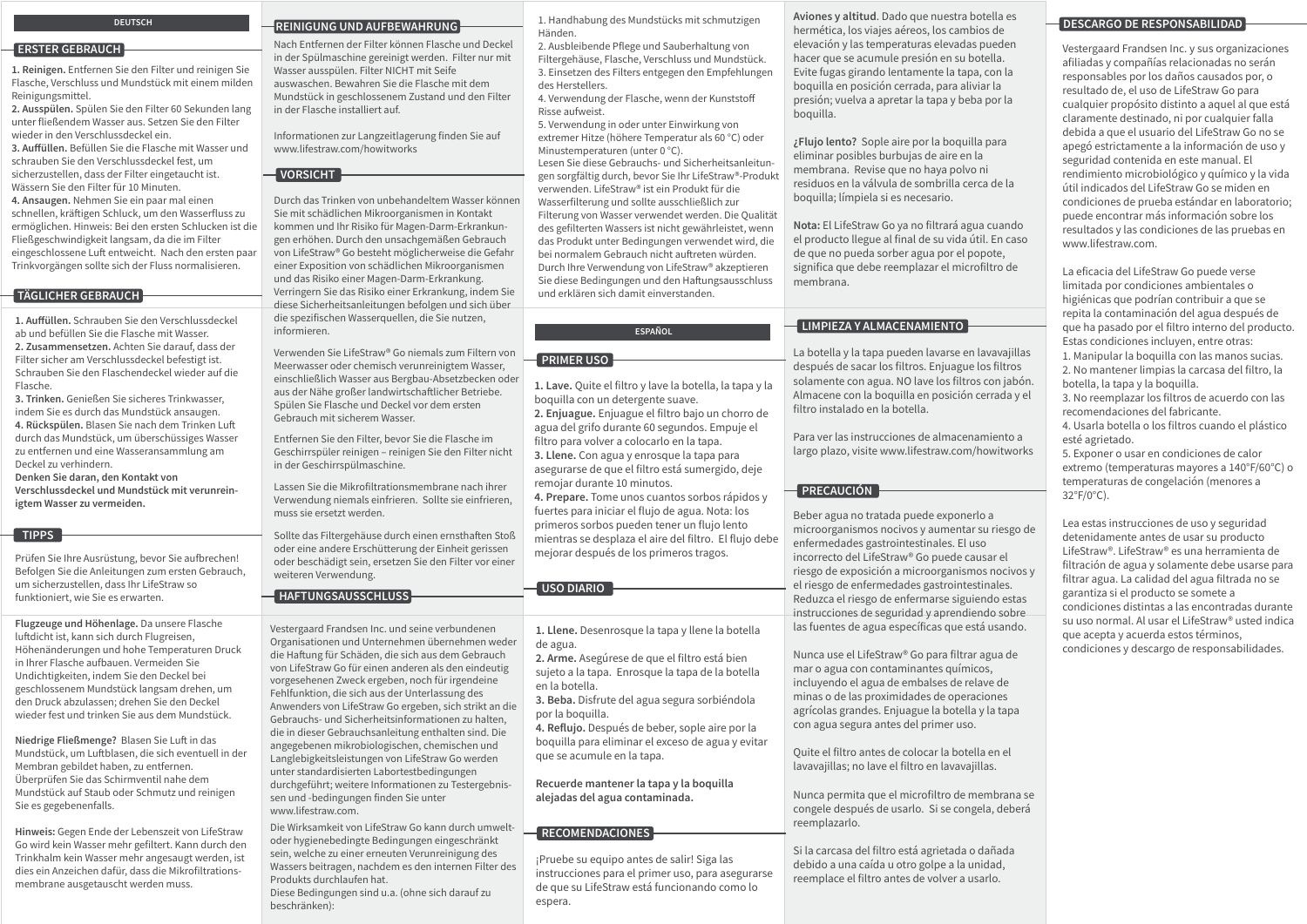# DEUTSCH

## ERSTER GEBRAUCH

**1. Reinigen.** Entfernen Sie den Filter und reinigen Sie Flasche, Verschluss und Mundstück mit einem milden Reinigungsmittel.

**2. Ausspülen.** Spülen Sie den Filter 60 Sekunden lang unter fließendem Wasser aus. Setzen Sie den Filter wieder in den Verschlussdeckel ein.

**3. Auffüllen.** Befüllen Sie die Flasche mit Wasser und schrauben Sie den Verschlussdeckel fest, um sicherzustellen, dass der Filter eingetaucht ist. Wässern Sie den Filter für 10 Minuten.

**4. Ansaugen.** Nehmen Sie ein paar mal einen schnellen, kräftigen Schluck, um den Wasserfluss zu ermöglichen. Hinweis: Bei den ersten Schlucken ist die Fließgeschwindigkeit langsam, da die im Filter eingeschlossene Luft entweicht. Nach den ersten paar Trinkvorgängen sollte sich der Fluss normalisieren.

## TÄGLICHER GEBRAUCH

**1. Auffüllen.** Schrauben Sie den Verschlussdeckel ab und befüllen Sie die Flasche mit Wasser.

**2. Zusammensetzen.** Achten Sie darauf, dass der Filter sicher am Verschlussdeckel befestigt ist. Schrauben Sie den Flaschendeckel wieder auf die Flasche.

**3. Trinken.** Genießen Sie sicheres Trinkwasser, indem Sie es durch das Mundstück ansaugen.

**4. Rückspülen.** Blasen Sie nach dem Trinken Luft durch das Mundstück, um überschüssiges Wasser zu entfernen und eine Wasseransammlung am Deckel zu verhindern.

**Denken Sie daran, den Kontakt von Verschlussdeckel und Mundstück mit verunreinigtem Wasser zu vermeiden.**

## TIPPS

Prüfen Sie Ihre Ausrüstung, bevor Sie aufbrechen! Befolgen Sie die Anleitungen zum ersten Gebrauch, um sicherzustellen, dass Ihr LifeStraw so funktioniert, wie Sie es erwarten.

**Flugzeuge und Höhenlage.** Da unsere Flasche luftdicht ist, kann sich durch Flugreisen, Höhenänderungen und hohe Temperaturen Druck in Ihrer Flasche aufbauen. Vermeiden Sie Undichtigkeiten, indem Sie den Deckel bei geschlossenem Mundstück langsam drehen, um den Druck abzulassen; drehen Sie den Deckel wieder fest und trinken Sie aus dem Mundstück.

**Niedrige Fließmenge?** Blasen Sie Luft in das Mundstück, um Luftblasen, die sich eventuell in der Membran gebildet haben, zu entfernen. Überprüfen Sie das Schirmventil nahe dem Mundstück auf Staub oder Schmutz und reinigen Sie es gegebenenfalls.

**Hinweis:** Gegen Ende der Lebenszeit von LifeStraw Go wird kein Wasser mehr gefiltert. Kann durch den Trinkhalm kein Wasser mehr angesaugt werden, ist dies ein Anzeichen dafür, dass die Mikrofiltrationsmembrane ausgetauscht werden muss.

## REINIGUNG UND AUFBEWAHRUNG

Nach Entfernen der Filter können Flasche und Deckel in der Spülmaschine gereinigt werden. Filter nur mit Wasser ausspülen. Filter NICHT mit Seife auswaschen. Bewahren Sie die Flasche mit dem Mundstück in geschlossenem Zustand und den Filter in der Flasche installiert auf.

Informationen zur Langzeitlagerung finden Sie auf www.lifestraw.com/howitworks

## VORSICHT

Durch das Trinken von unbehandeltem Wasser können Sie mit schädlichen Mikroorganismen in Kontakt kommen und Ihr Risiko für Magen-Darm-Erkrankungen erhöhen. Durch den unsachgemäßen Gebrauch von LifeStraw® Go besteht möglicherweise die Gefahr einer Exposition von schädlichen Mikroorganismen und das Risiko einer Magen-Darm-Erkrankung. Verringern Sie das Risiko einer Erkrankung, indem Sie diese Sicherheitsanleitungen befolgen und sich über die spezifischen Wasserquellen, die Sie nutzen, informieren.

Verwenden Sie LifeStraw® Go niemals zum Filtern von Meerwasser oder chemisch verunreinigtem Wasser, einschließlich Wasser aus Bergbau-Absetzbecken oder aus der Nähe großer landwirtschaftlicher Betriebe. Spülen Sie Flasche und Deckel vor dem ersten Gebrauch mit sicherem Wasser.

Entfernen Sie den Filter, bevor Sie die Flasche im Geschirrspüler reinigen – reinigen Sie den Filter nicht in der Geschirrspülmaschine.

Lassen Sie die Mikrofiltrationsmembrane nach ihrer Verwendung niemals einfrieren. Sollte sie einfrieren, muss sie ersetzt werden.

Sollte das Filtergehäuse durch einen ernsthaften Stoß oder eine andere Erschütterung der Einheit gerissen oder beschädigt sein, ersetzen Sie den Filter vor einer weiteren Verwendung.

## HAFTUNGSAUSSCHLUSS

Vestergaard Frandsen Inc. und seine verbundenen Organisationen und Unternehmen übernehmen weder die Haftung für Schäden, die sich aus dem Gebrauch von LifeStraw Go für einen anderen als den eindeutig vorgesehenen Zweck ergeben, noch für irgendeine Fehlfunktion, die sich aus der Unterlassung des Anwenders von LifeStraw Go ergeben, sich strikt an die Gebrauchs- und Sicherheitsinformationen zu halten, die in dieser Gebrauchsanleitung enthalten sind. Die angegebenen mikrobiologischen, chemischen und Langlebigkeitsleistungen von LifeStraw Go werden unter standardisierten Labortestbedingungen durchgeführt; weitere Informationen zu Testergebnissen und -bedingungen finden Sie unter www.lifestraw.com.

Die Wirksamkeit von LifeStraw Go kann durch umwelt- oder hygienebedingte Bedingungen eingeschränkt sein, welche zu einer erneuten Verunreinigung des Wassers beitragen, nachdem es den internen Filter des Produkts durchlaufen hat.
Diese Bedingungen sind u.a. (ohne sich darauf zu beschränken):

1. Handhabung des Mundstücks mit schmutzigen Händen.
2. Ausbleibende Pflege und Sauberhaltung von Filtergehäuse, Flasche, Verschluss und Mundstück.
3. Einsetzen des Filters entgegen den Empfehlungen des Herstellers.
4. Verwendung der Flasche, wenn der Kunststoff Risse aufweist.
5. Verwendung in oder unter Einwirkung von extremer Hitze (höhere Temperatur als 60 °C) oder Minustemperaturen (unter 0 °C).

Lesen Sie diese Gebrauchs- und Sicherheitsanleitungen sorgfältig durch, bevor Sie Ihr LifeStraw®-Produkt verwenden. LifeStraw® ist ein Produkt für die Wasserfiltrierung und sollte ausschließlich zur Filterung von Wasser verwendet werden. Die Qualität des gefilterten Wassers ist nicht gewährleistet, wenn das Produkt unter Bedingungen verwendet wird, die bei normalem Gebrauch nicht auftreten würden. Durch Ihre Verwendung von LifeStraw® akzeptieren Sie diese Bedingungen und den Haftungsausschluss und erklären sich damit einverstanden.

# ESPAÑOL

## PRIMER USO

**1. Lave.** Quite el filtro y lave la botella, la tapa y la boquilla con un detergente suave.

**2. Enjuague.** Enjuague el filtro bajo un chorro de agua del grifo durante 60 segundos. Empuje el filtro para volver a colocarlo en la tapa.

**3. Llene.** Con agua y enrosque la tapa para asegurarse de que el filtro está sumergido, deje remojar durante 10 minutos.

**4. Prepare.** Tome unos cuantos sorbos rápidos y fuertes para iniciar el flujo de agua. Nota: los primeros sorbos pueden tener un flujo lento mientras se desplaza el aire del filtro. El flujo debe mejorar después de los primeros tragos.

## USO DIARIO

**1. Llene.** Desenrosque la tapa y llene la botella de agua.

**2. Arme.** Asegúrese de que el filtro está bien sujeto a la tapa. Enrosque la tapa de la botella en la botella.

**3. Beba.** Disfrute del agua segura sorbiéndola por la boquilla.

**4. Reflujo.** Después de beber, sople aire por la boquilla para eliminar el exceso de agua y evitar que se acumule en la tapa.

**Recuerde mantener la tapa y la boquilla alejadas del agua contaminada.**

## RECOMENDACIONES

¡Pruebe su equipo antes de salir! Siga las instrucciones para el primer uso, para asegurarse de que su LifeStraw está funcionando como lo espera.

**Aviones y altitud.** Dado que nuestra botella es hermética, los viajes aéreos, los cambios de elevación y las temperaturas elevadas pueden hacer que se acumule presión en su botella. Evite fugas girando lentamente la tapa, con la boquilla en posición cerrada, para aliviar la presión; vuelva a apretar la tapa y beba por la boquilla.

**¿Flujo lento?** Sople aire por la boquilla para eliminar posibles burbujas de aire en la membrana. Revise que no haya polvo ni residuos en la válvula de sombrilla cerca de la boquilla; límpiela si es necesario.

**Nota:** El LifeStraw Go ya no filtrará agua cuando el producto llegue al final de su vida útil. En caso de que no pueda sorber agua por el popote, significa que debe reemplazar el microfiltro de membrana.

## LIMPIEZA Y ALMACENAMIENTO

La botella y la tapa pueden lavarse en lavavajillas después de sacar los filtros. Enjuague los filtros solamente con agua. NO lave los filtros con jabón. Almacene con la boquilla en posición cerrada y el filtro instalado en la botella.

Para ver las instrucciones de almacenamiento a largo plazo, visite www.lifestraw.com/howitworks

## PRECAUCIÓN

Beber agua no tratada puede exponerlo a microorganismos nocivos y aumentar su riesgo de enfermedades gastrointestinales. El uso incorrecto del LifeStraw® Go puede causar el riesgo de exposición a microorganismos nocivos y el riesgo de enfermedades gastrointestinales. Reduzca el riesgo de enfermarse siguiendo estas instrucciones de seguridad y aprendiendo sobre las fuentes de agua específicas que está usando.

Nunca use el LifeStraw® Go para filtrar agua de mar o agua con contaminantes químicos, incluyendo el agua de embalses de relave de minas o de las proximidades de operaciones agrícolas grandes. Enjuague la botella y la tapa con agua segura antes del primer uso.

Quite el filtro antes de colocar la botella en el lavavajillas; no lave el filtro en lavavajillas.

Nunca permita que el microfiltro de membrana se congele después de usarlo. Si se congela, deberá reemplazarlo.

Si la carcasa del filtro está agrietada o dañada debido a una caída u otro golpe a la unidad, reemplace el filtro antes de volver a usarlo.

## DESCARGO DE RESPONSABILIDAD

Vestergaard Frandsen Inc. y sus organizaciones afiliadas y compañías relacionadas no serán responsables por los daños causados por, o resultado de, el uso de LifeStraw Go para cualquier propósito distinto a aquel al que está claramente destinado, ni por cualquier falla debida a que el usuario del LifeStraw Go no se apegó estrictamente a la información de uso y seguridad contenida en este manual. El rendimiento microbiológico y químico y la vida útil indicados del LifeStraw Go se miden en condiciones de prueba estándar en laboratorio; puede encontrar más información sobre los resultados y las condiciones de las pruebas en www.lifestraw.com.

La eficacia del LifeStraw Go puede verse limitada por condiciones ambientales o higiénicas que podrían contribuir a que se repita la contaminación del agua después de que ha pasado por el filtro interno del producto. Estas condiciones incluyen, entre otras:

1. Manipular la boquilla con las manos sucias.
2. No mantener limpias la carcasa del filtro, la botella, la tapa y la boquilla.
3. No reemplazar los filtros de acuerdo con las recomendaciones del fabricante.
4. Usarla botella o los filtros cuando el plástico esté agrietado.
5. Exponer o usar en condiciones de calor extremo (temperaturas mayores a 140°F/60°C) o temperaturas de congelación (menores a 32°F/0°C).

Lea estas instrucciones de uso y seguridad detenidamente antes de usar su producto LifeStraw®. LifeStraw® es una herramienta de filtración de agua y solamente debe usarse para filtrar agua. La calidad del agua filtrada no se garantiza si el producto se somete a condiciones distintas a las encontradas durante su uso normal. Al usar el LifeStraw® usted indica que acepta y acuerda estos términos, condiciones y descargo de responsabilidades.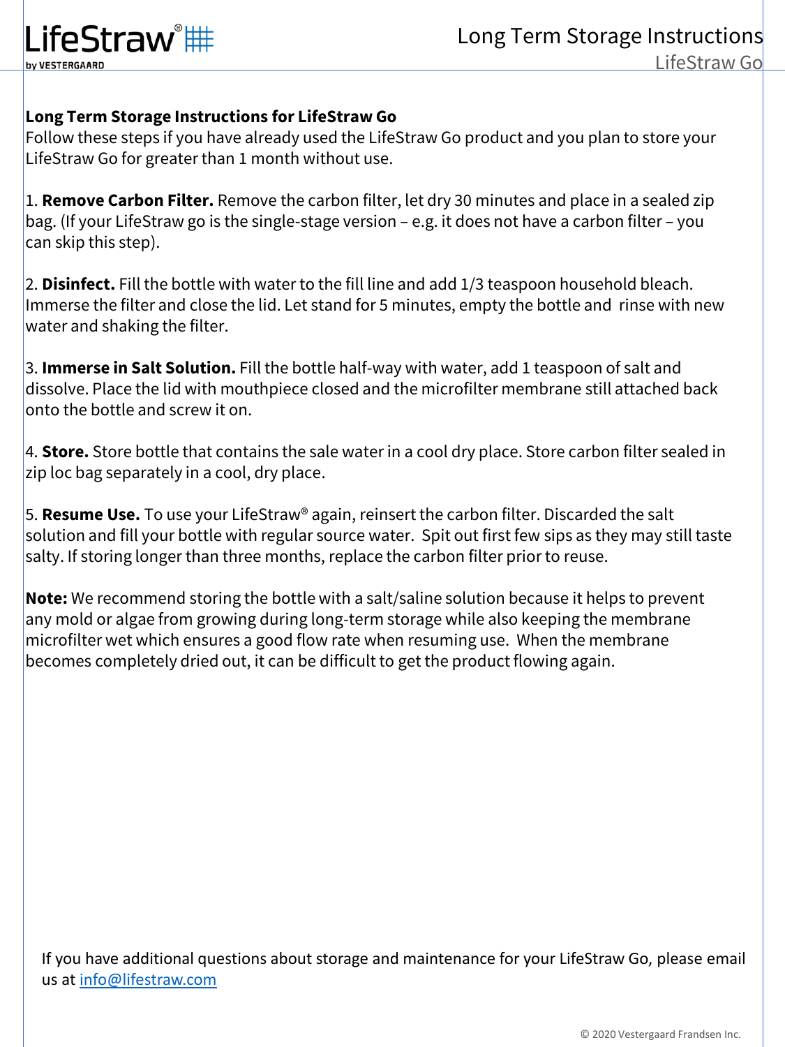**Long Term Storage Instructions for LifeStraw Go**
Follow these steps if you have already used the LifeStraw Go product and you plan to store your LifeStraw Go for greater than 1 month without use.

1. **Remove Carbon Filter.** Remove the carbon filter, let dry 30 minutes and place in a sealed zip bag. (If your LifeStraw go is the single-stage version – e.g. it does not have a carbon filter – you can skip this step).

2. **Disinfect.** Fill the bottle with water to the fill line and add 1/3 teaspoon household bleach. Immerse the filter and close the lid. Let stand for 5 minutes, empty the bottle and rinse with new water and shaking the filter.

3. **Immerse in Salt Solution.** Fill the bottle half-way with water, add 1 teaspoon of salt and dissolve. Place the lid with mouthpiece closed and the microfilter membrane still attached back onto the bottle and screw it on.

4. **Store.** Store bottle that contains the sale water in a cool dry place. Store carbon filter sealed in zip loc bag separately in a cool, dry place.

5. **Resume Use.** To use your LifeStraw® again, reinsert the carbon filter. Discarded the salt solution and fill your bottle with regular source water. Spit out first few sips as they may still taste salty. If storing longer than three months, replace the carbon filter prior to reuse.

**Note:** We recommend storing the bottle with a salt/saline solution because it helps to prevent any mold or algae from growing during long-term storage while also keeping the membrane microfilter wet which ensures a good flow rate when resuming use. When the membrane becomes completely dried out, it can be difficult to get the product flowing again.

If you have additional questions about storage and maintenance for your LifeStraw Go, please email us at info@lifestraw.com

© 2020 Vestergaard Frandsen Inc.